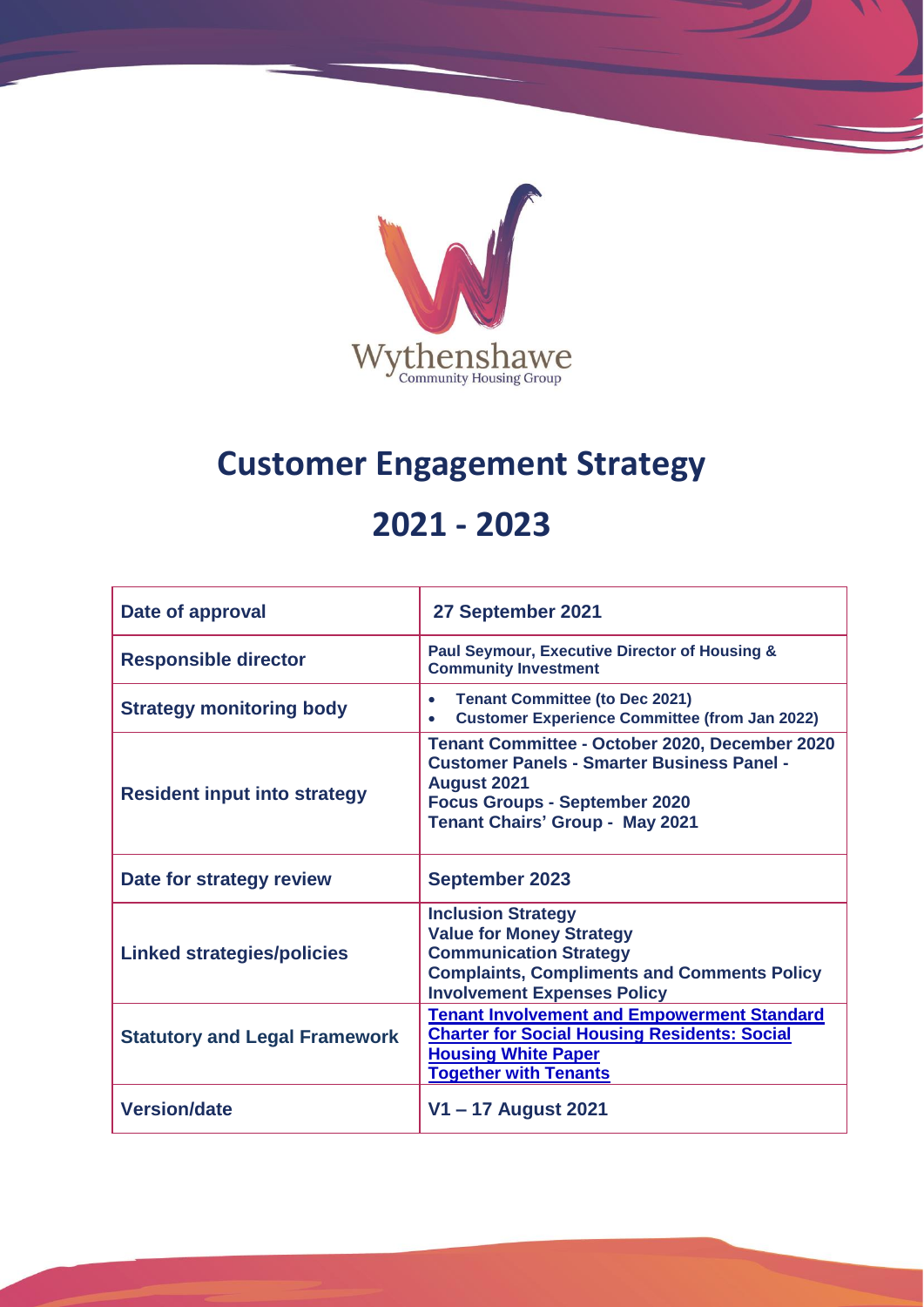Wythenshawe
Community Housing Group

# Customer Engagement Strategy

# 2021 - 2023

| | |
|---|---|
| **Date of approval** | **27 September 2021** |
| **Responsible director** | **Paul Seymour, Executive Director of Housing & Community Investment** |
| **Strategy monitoring body** | • **Tenant Committee (to Dec 2021)**<br>• **Customer Experience Committee (from Jan 2022)** |
| **Resident input into strategy** | **Tenant Committee - October 2020, December 2020**<br>**Customer Panels - Smarter Business Panel - August 2021**<br>**Focus Groups - September 2020**<br>**Tenant Chairs' Group - May 2021** |
| **Date for strategy review** | **September 2023** |
| **Linked strategies/policies** | **Inclusion Strategy**<br>**Value for Money Strategy**<br>**Communication Strategy**<br>**Complaints, Compliments and Comments Policy**<br>**Involvement Expenses Policy** |
| **Statutory and Legal Framework** | **Tenant Involvement and Empowerment Standard**<br>**Charter for Social Housing Residents: Social Housing White Paper**<br>**Together with Tenants** |
| **Version/date** | **V1 – 17 August 2021** |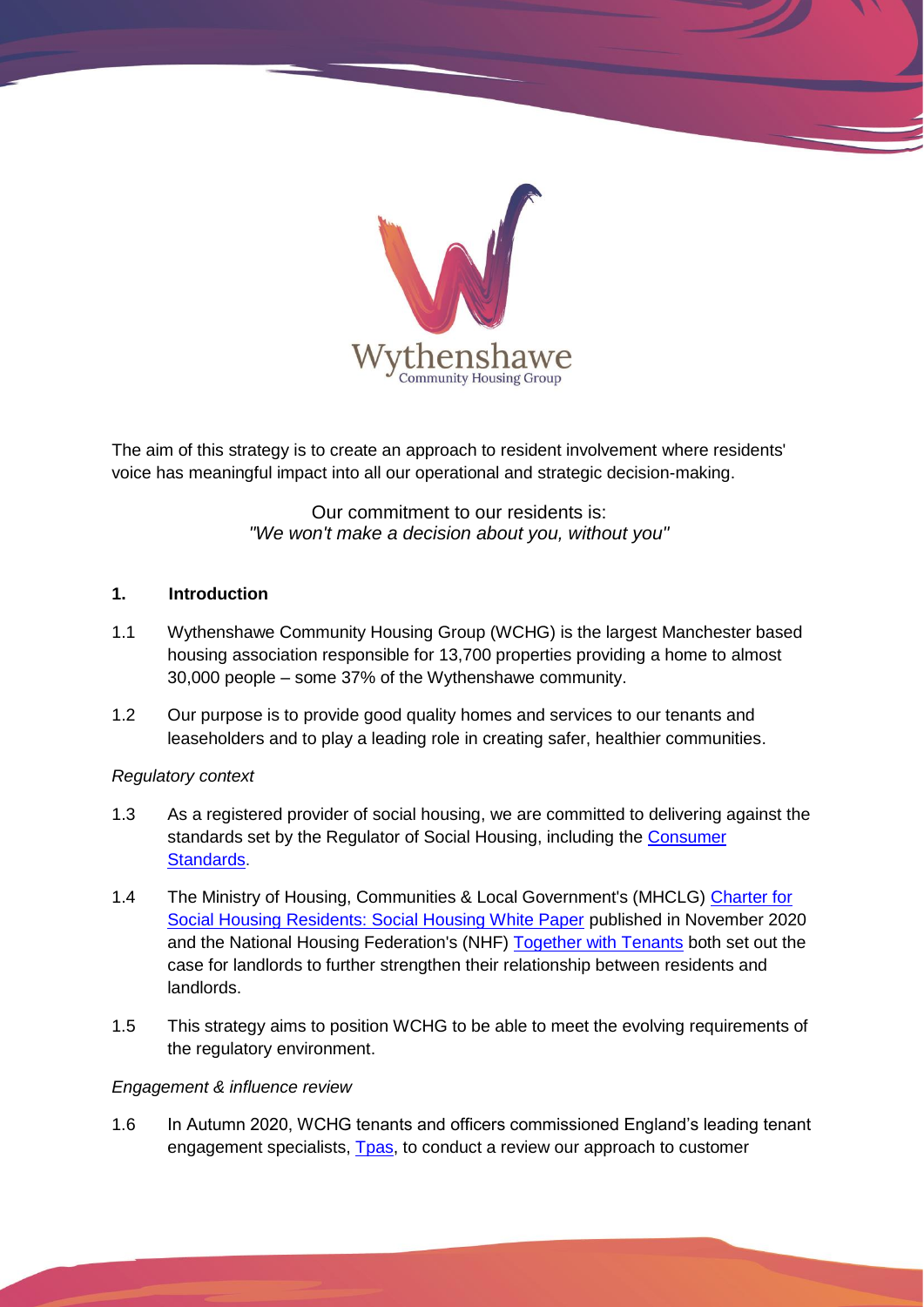The aim of this strategy is to create an approach to resident involvement where residents' voice has meaningful impact into all our operational and strategic decision-making.

Our commitment to our residents is:
*"We won't make a decision about you, without you"*

## 1. Introduction

1.1 Wythenshawe Community Housing Group (WCHG) is the largest Manchester based housing association responsible for 13,700 properties providing a home to almost 30,000 people – some 37% of the Wythenshawe community.

1.2 Our purpose is to provide good quality homes and services to our tenants and leaseholders and to play a leading role in creating safer, healthier communities.

*Regulatory context*

1.3 As a registered provider of social housing, we are committed to delivering against the standards set by the Regulator of Social Housing, including the Consumer Standards.

1.4 The Ministry of Housing, Communities & Local Government's (MHCLG) Charter for Social Housing Residents: Social Housing White Paper published in November 2020 and the National Housing Federation's (NHF) Together with Tenants both set out the case for landlords to further strengthen their relationship between residents and landlords.

1.5 This strategy aims to position WCHG to be able to meet the evolving requirements of the regulatory environment.

*Engagement & influence review*

1.6 In Autumn 2020, WCHG tenants and officers commissioned England's leading tenant engagement specialists, Tpas, to conduct a review our approach to customer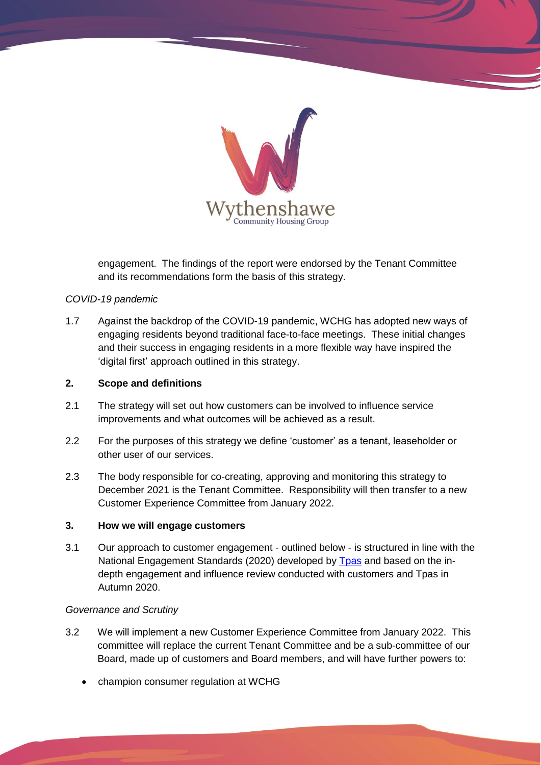engagement. The findings of the report were endorsed by the Tenant Committee and its recommendations form the basis of this strategy.

*COVID-19 pandemic*

1.7 Against the backdrop of the COVID-19 pandemic, WCHG has adopted new ways of engaging residents beyond traditional face-to-face meetings. These initial changes and their success in engaging residents in a more flexible way have inspired the 'digital first' approach outlined in this strategy.

## 2. Scope and definitions

2.1 The strategy will set out how customers can be involved to influence service improvements and what outcomes will be achieved as a result.

2.2 For the purposes of this strategy we define 'customer' as a tenant, leaseholder or other user of our services.

2.3 The body responsible for co-creating, approving and monitoring this strategy to December 2021 is the Tenant Committee. Responsibility will then transfer to a new Customer Experience Committee from January 2022.

## 3. How we will engage customers

3.1 Our approach to customer engagement - outlined below - is structured in line with the National Engagement Standards (2020) developed by Tpas and based on the in-depth engagement and influence review conducted with customers and Tpas in Autumn 2020.

*Governance and Scrutiny*

3.2 We will implement a new Customer Experience Committee from January 2022. This committee will replace the current Tenant Committee and be a sub-committee of our Board, made up of customers and Board members, and will have further powers to:

- champion consumer regulation at WCHG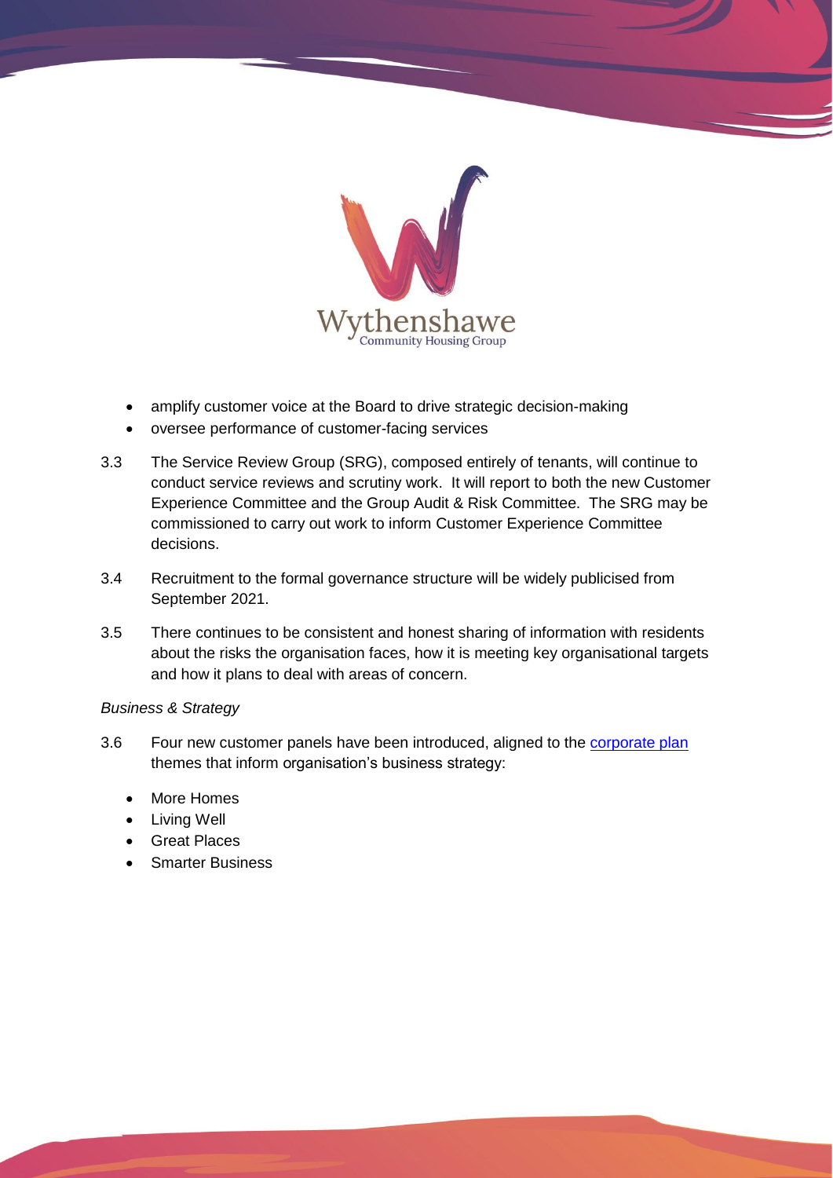- amplify customer voice at the Board to drive strategic decision-making
- oversee performance of customer-facing services

3.3 The Service Review Group (SRG), composed entirely of tenants, will continue to conduct service reviews and scrutiny work. It will report to both the new Customer Experience Committee and the Group Audit & Risk Committee. The SRG may be commissioned to carry out work to inform Customer Experience Committee decisions.

3.4 Recruitment to the formal governance structure will be widely publicised from September 2021.

3.5 There continues to be consistent and honest sharing of information with residents about the risks the organisation faces, how it is meeting key organisational targets and how it plans to deal with areas of concern.

*Business & Strategy*

3.6 Four new customer panels have been introduced, aligned to the corporate plan themes that inform organisation's business strategy:

- More Homes
- Living Well
- Great Places
- Smarter Business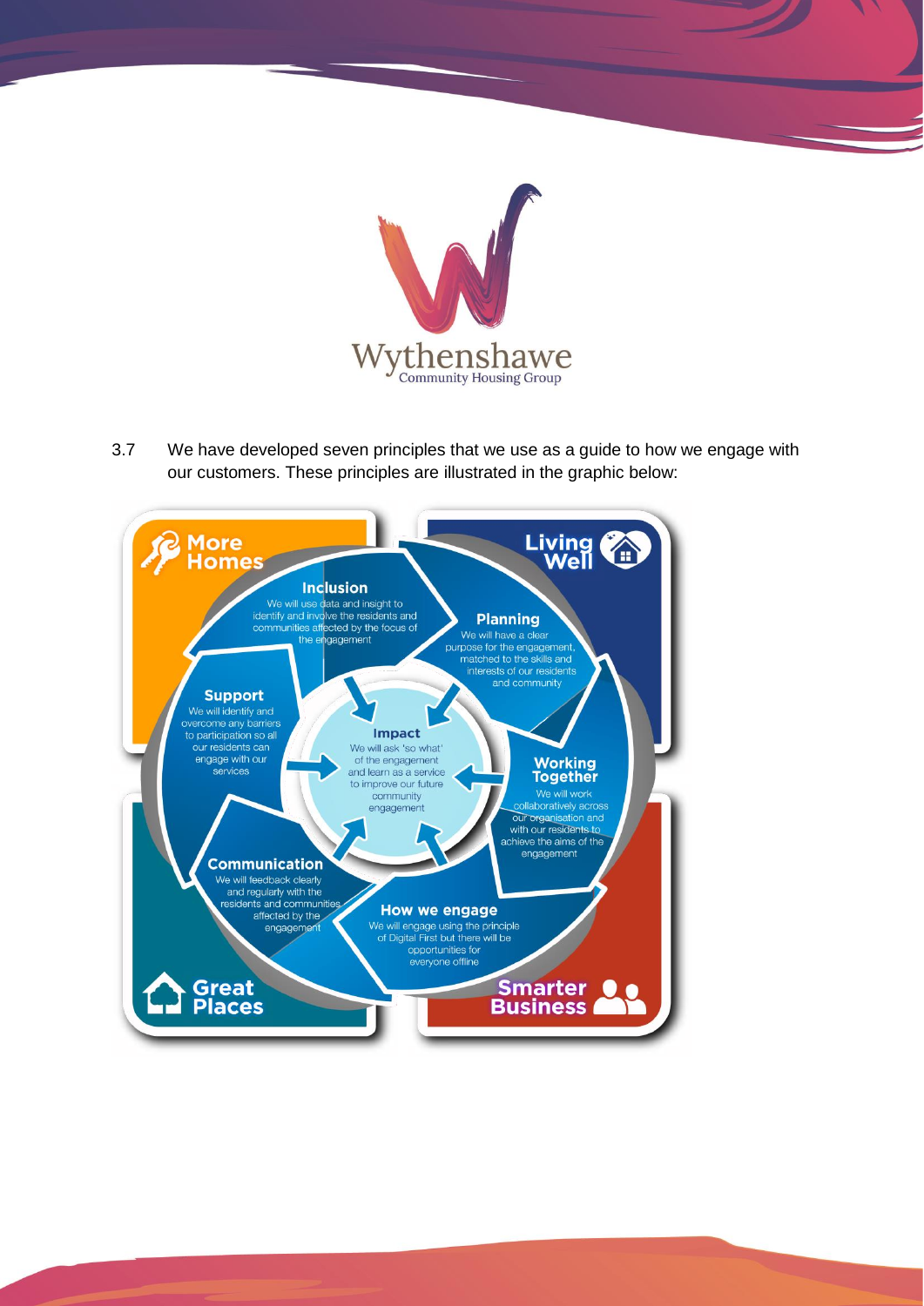3.7 We have developed seven principles that we use as a guide to how we engage with our customers. These principles are illustrated in the graphic below:

**More Homes**

**Living Well**

**Great Places**

**Smarter Business**

**Inclusion**
We will use data and insight to identify and involve the residents and communities affected by the focus of the engagement

**Planning**
We will have a clear purpose for the engagement, matched to the skills and interests of our residents and community

**Working Together**
We will work collaboratively across our organisation and with our residents to achieve the aims of the engagement

**How we engage**
We will engage using the principle of Digital First but there will be opportunities for everyone offline

**Communication**
We will feedback clearly and regularly with the residents and communities affected by the engagement

**Support**
We will identify and overcome any barriers to participation so all our residents can engage with our services

**Impact**
We will ask 'so what' of the engagement and learn as a service to improve our future community engagement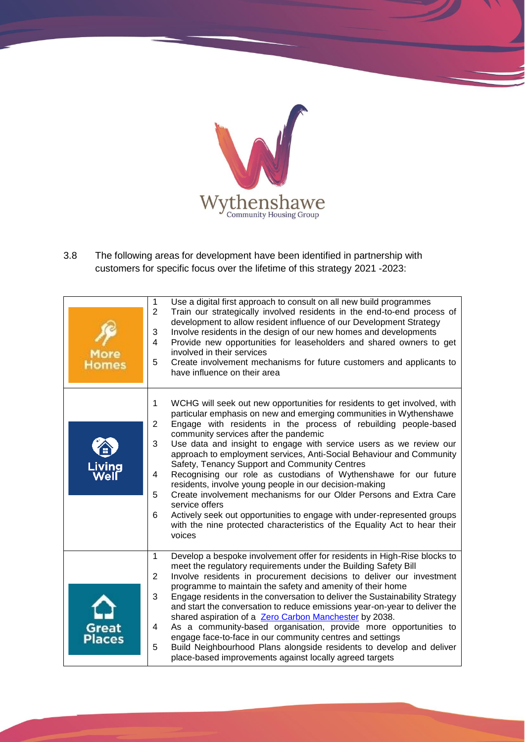3.8 The following areas for development have been identified in partnership with customers for specific focus over the lifetime of this strategy 2021 -2023:

| Theme | Areas for development |
| --- | --- |
| More Homes | 1 Use a digital first approach to consult on all new build programmes<br>2 Train our strategically involved residents in the end-to-end process of development to allow resident influence of our Development Strategy<br>3 Involve residents in the design of our new homes and developments<br>4 Provide new opportunities for leaseholders and shared owners to get involved in their services<br>5 Create involvement mechanisms for future customers and applicants to have influence on their area |
| Living Well | 1 WCHG will seek out new opportunities for residents to get involved, with particular emphasis on new and emerging communities in Wythenshawe<br>2 Engage with residents in the process of rebuilding people-based community services after the pandemic<br>3 Use data and insight to engage with service users as we review our approach to employment services, Anti-Social Behaviour and Community Safety, Tenancy Support and Community Centres<br>4 Recognising our role as custodians of Wythenshawe for our future residents, involve young people in our decision-making<br>5 Create involvement mechanisms for our Older Persons and Extra Care service offers<br>6 Actively seek out opportunities to engage with under-represented groups with the nine protected characteristics of the Equality Act to hear their voices |
| Great Places | 1 Develop a bespoke involvement offer for residents in High-Rise blocks to meet the regulatory requirements under the Building Safety Bill<br>2 Involve residents in procurement decisions to deliver our investment programme to maintain the safety and amenity of their home<br>3 Engage residents in the conversation to deliver the Sustainability Strategy and start the conversation to reduce emissions year-on-year to deliver the shared aspiration of a Zero Carbon Manchester by 2038.<br>4 As a community-based organisation, provide more opportunities to engage face-to-face in our community centres and settings<br>5 Build Neighbourhood Plans alongside residents to develop and deliver place-based improvements against locally agreed targets |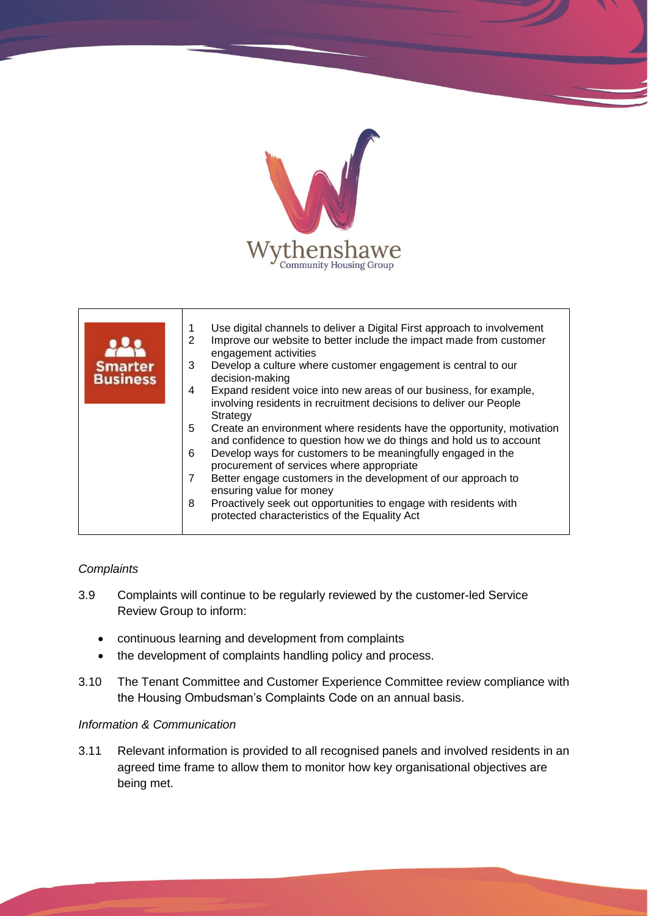| Smarter Business | |
|---|---|
| | 1 Use digital channels to deliver a Digital First approach to involvement<br>2 Improve our website to better include the impact made from customer engagement activities<br>3 Develop a culture where customer engagement is central to our decision-making<br>4 Expand resident voice into new areas of our business, for example, involving residents in recruitment decisions to deliver our People Strategy<br>5 Create an environment where residents have the opportunity, motivation and confidence to question how we do things and hold us to account<br>6 Develop ways for customers to be meaningfully engaged in the procurement of services where appropriate<br>7 Better engage customers in the development of our approach to ensuring value for money<br>8 Proactively seek out opportunities to engage with residents with protected characteristics of the Equality Act |

*Complaints*

3.9 Complaints will continue to be regularly reviewed by the customer-led Service Review Group to inform:

- continuous learning and development from complaints
- the development of complaints handling policy and process.

3.10 The Tenant Committee and Customer Experience Committee review compliance with the Housing Ombudsman's Complaints Code on an annual basis.

*Information & Communication*

3.11 Relevant information is provided to all recognised panels and involved residents in an agreed time frame to allow them to monitor how key organisational objectives are being met.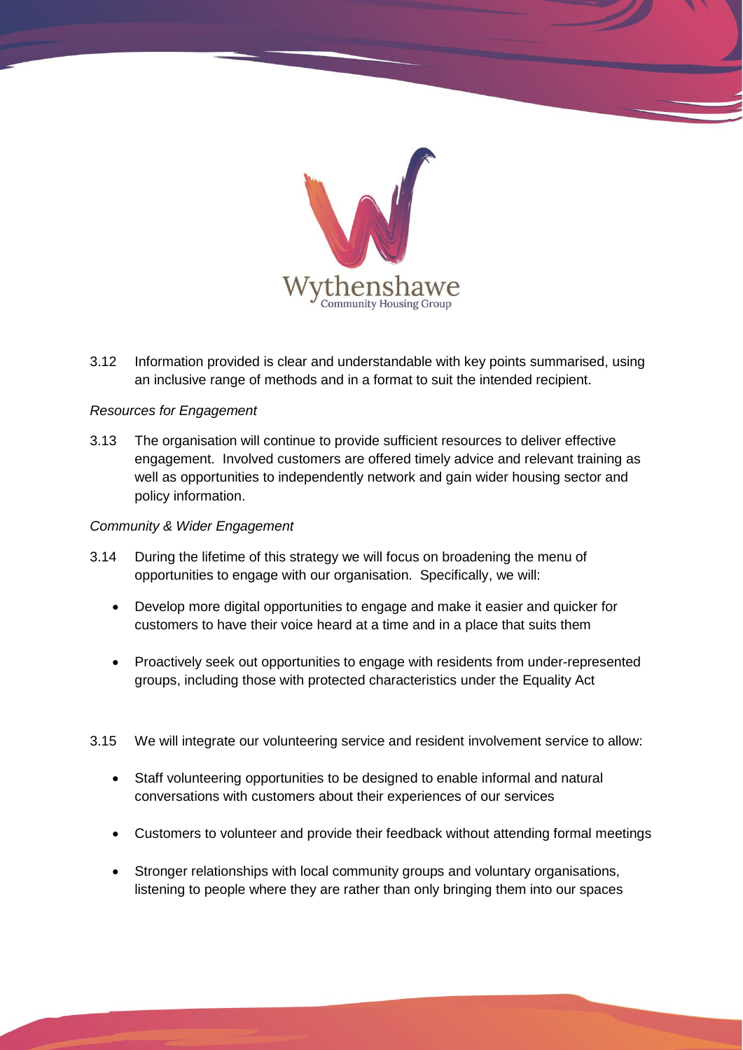3.12 Information provided is clear and understandable with key points summarised, using an inclusive range of methods and in a format to suit the intended recipient.

*Resources for Engagement*

3.13 The organisation will continue to provide sufficient resources to deliver effective engagement. Involved customers are offered timely advice and relevant training as well as opportunities to independently network and gain wider housing sector and policy information.

*Community & Wider Engagement*

3.14 During the lifetime of this strategy we will focus on broadening the menu of opportunities to engage with our organisation. Specifically, we will:

- Develop more digital opportunities to engage and make it easier and quicker for customers to have their voice heard at a time and in a place that suits them
- Proactively seek out opportunities to engage with residents from under-represented groups, including those with protected characteristics under the Equality Act

3.15 We will integrate our volunteering service and resident involvement service to allow:

- Staff volunteering opportunities to be designed to enable informal and natural conversations with customers about their experiences of our services
- Customers to volunteer and provide their feedback without attending formal meetings
- Stronger relationships with local community groups and voluntary organisations, listening to people where they are rather than only bringing them into our spaces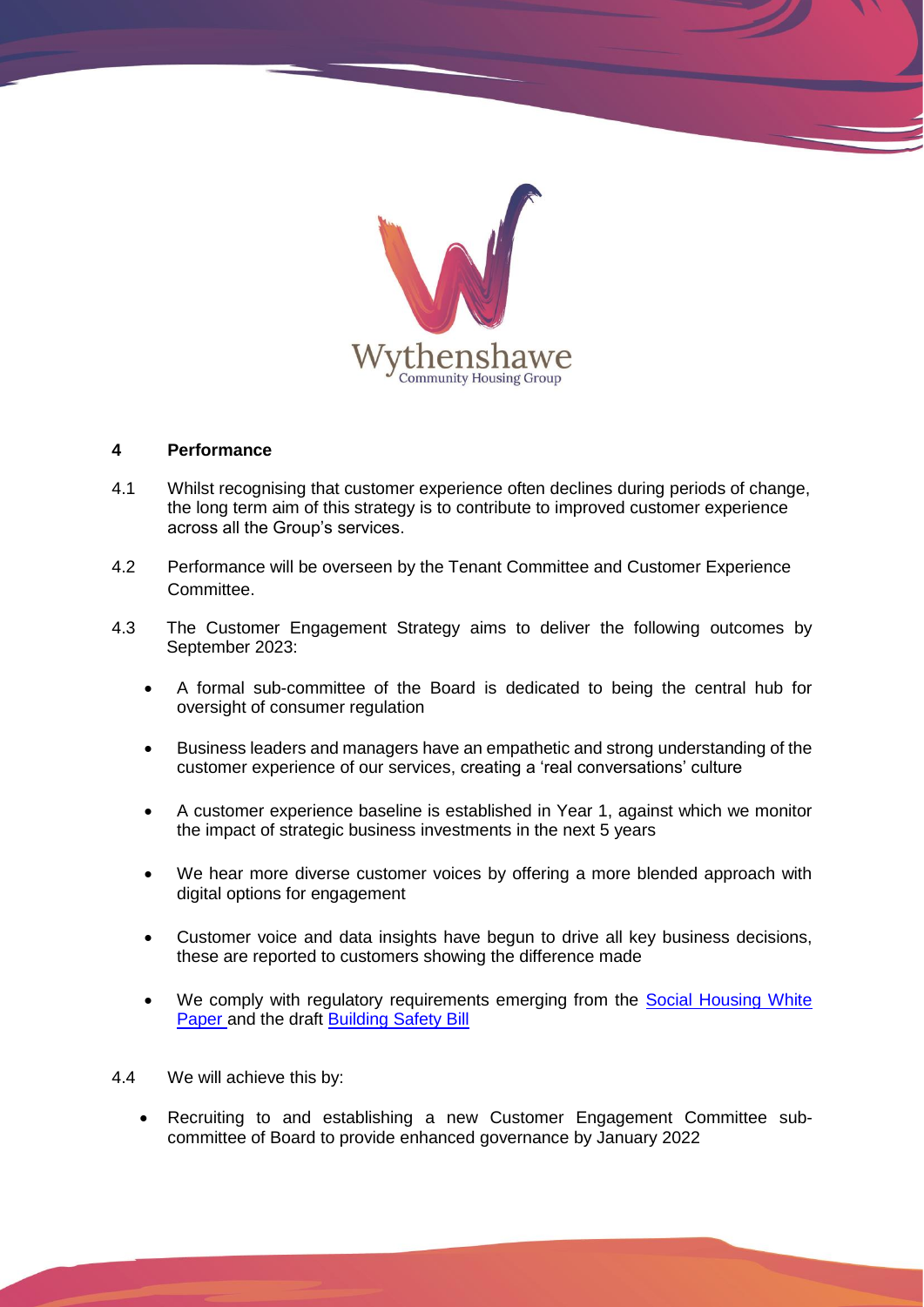## 4 Performance

4.1 Whilst recognising that customer experience often declines during periods of change, the long term aim of this strategy is to contribute to improved customer experience across all the Group's services.

4.2 Performance will be overseen by the Tenant Committee and Customer Experience Committee.

4.3 The Customer Engagement Strategy aims to deliver the following outcomes by September 2023:

- A formal sub-committee of the Board is dedicated to being the central hub for oversight of consumer regulation
- Business leaders and managers have an empathetic and strong understanding of the customer experience of our services, creating a 'real conversations' culture
- A customer experience baseline is established in Year 1, against which we monitor the impact of strategic business investments in the next 5 years
- We hear more diverse customer voices by offering a more blended approach with digital options for engagement
- Customer voice and data insights have begun to drive all key business decisions, these are reported to customers showing the difference made
- We comply with regulatory requirements emerging from the Social Housing White Paper and the draft Building Safety Bill

4.4 We will achieve this by:

- Recruiting to and establishing a new Customer Engagement Committee sub-committee of Board to provide enhanced governance by January 2022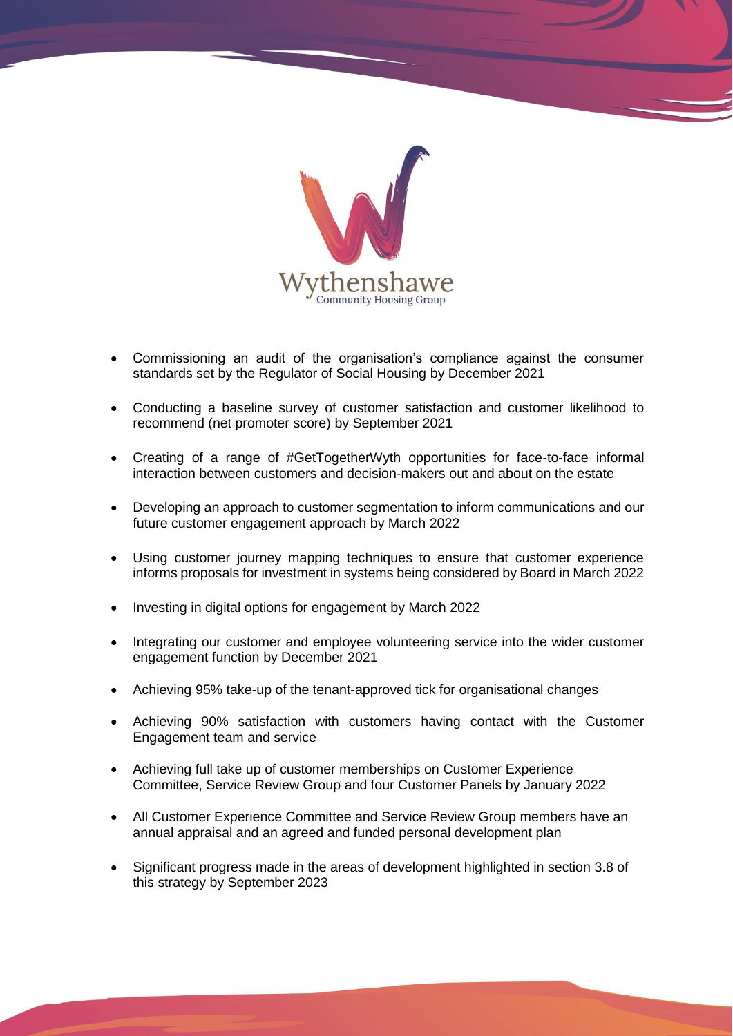- Commissioning an audit of the organisation's compliance against the consumer standards set by the Regulator of Social Housing by December 2021
- Conducting a baseline survey of customer satisfaction and customer likelihood to recommend (net promoter score) by September 2021
- Creating of a range of #GetTogetherWyth opportunities for face-to-face informal interaction between customers and decision-makers out and about on the estate
- Developing an approach to customer segmentation to inform communications and our future customer engagement approach by March 2022
- Using customer journey mapping techniques to ensure that customer experience informs proposals for investment in systems being considered by Board in March 2022
- Investing in digital options for engagement by March 2022
- Integrating our customer and employee volunteering service into the wider customer engagement function by December 2021
- Achieving 95% take-up of the tenant-approved tick for organisational changes
- Achieving 90% satisfaction with customers having contact with the Customer Engagement team and service
- Achieving full take up of customer memberships on Customer Experience Committee, Service Review Group and four Customer Panels by January 2022
- All Customer Experience Committee and Service Review Group members have an annual appraisal and an agreed and funded personal development plan
- Significant progress made in the areas of development highlighted in section 3.8 of this strategy by September 2023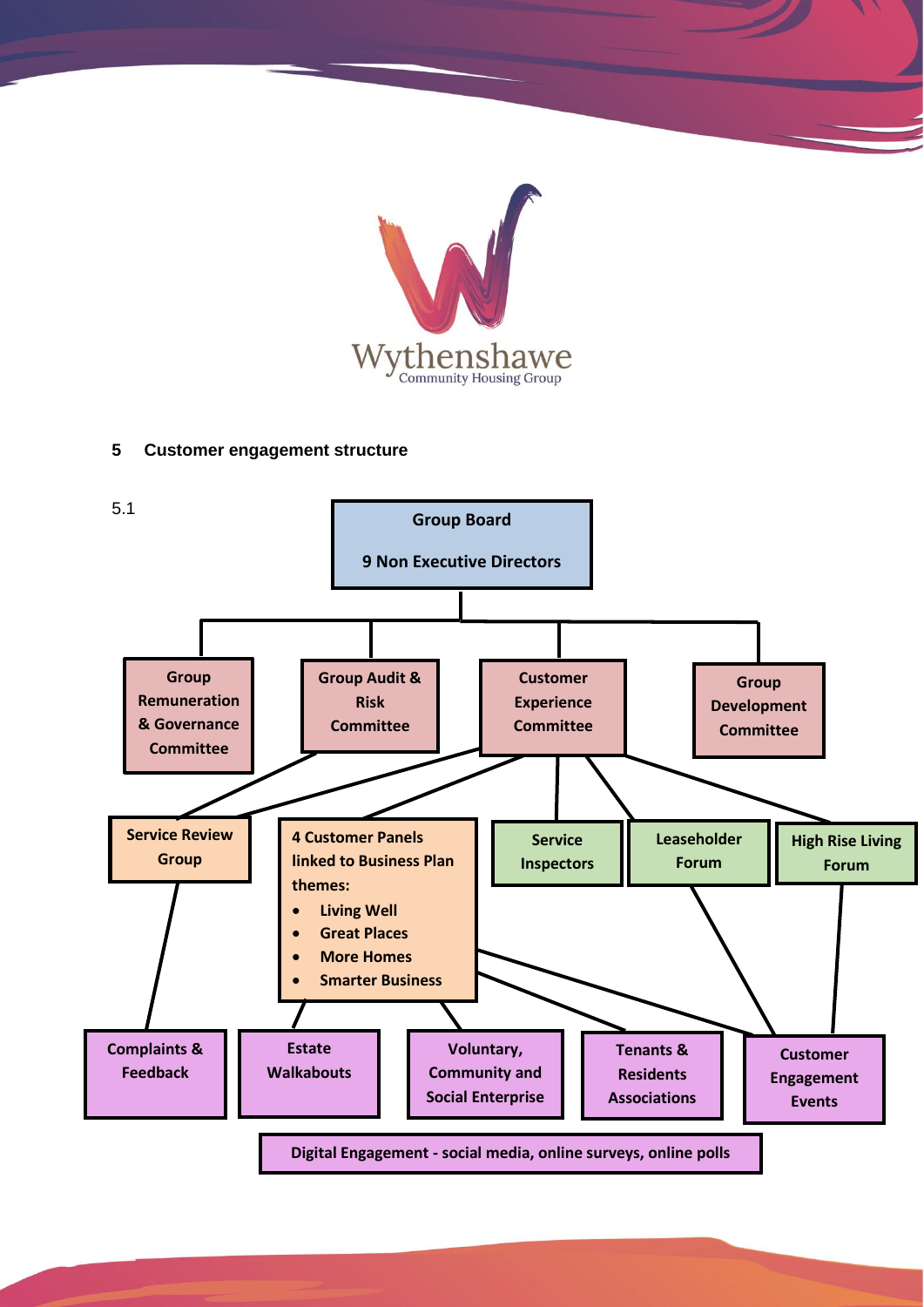## 5 Customer engagement structure

5.1

**Group Board**

**9 Non Executive Directors**

- **Group Remuneration & Governance Committee**
- **Group Audit & Risk Committee**
- **Customer Experience Committee**
- **Group Development Committee**

**Service Review Group**

**4 Customer Panels linked to Business Plan themes:**

- **Living Well**
- **Great Places**
- **More Homes**
- **Smarter Business**

**Service Inspectors**

**Leaseholder Forum**

**High Rise Living Forum**

**Complaints & Feedback**

**Estate Walkabouts**

**Voluntary, Community and Social Enterprise**

**Tenants & Residents Associations**

**Customer Engagement Events**

**Digital Engagement - social media, online surveys, online polls**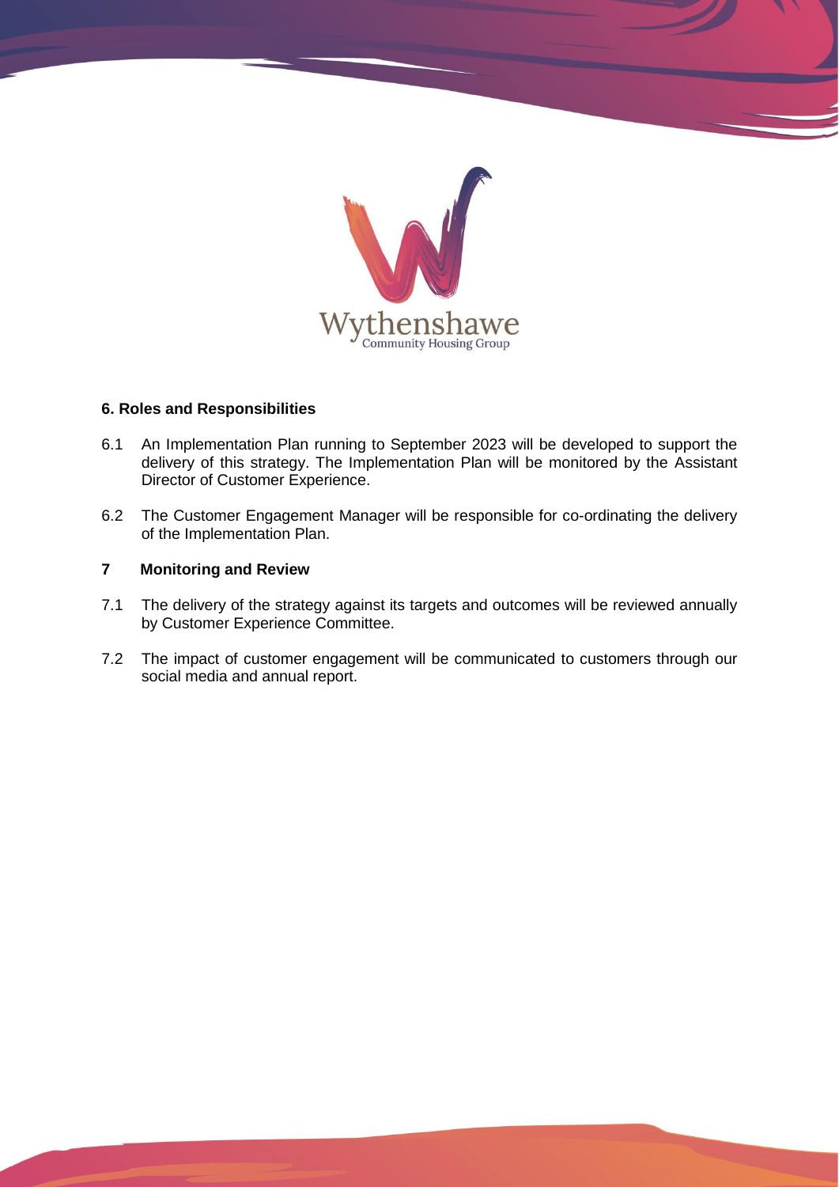## 6. Roles and Responsibilities

6.1 An Implementation Plan running to September 2023 will be developed to support the delivery of this strategy. The Implementation Plan will be monitored by the Assistant Director of Customer Experience.

6.2 The Customer Engagement Manager will be responsible for co-ordinating the delivery of the Implementation Plan.

## 7 Monitoring and Review

7.1 The delivery of the strategy against its targets and outcomes will be reviewed annually by Customer Experience Committee.

7.2 The impact of customer engagement will be communicated to customers through our social media and annual report.